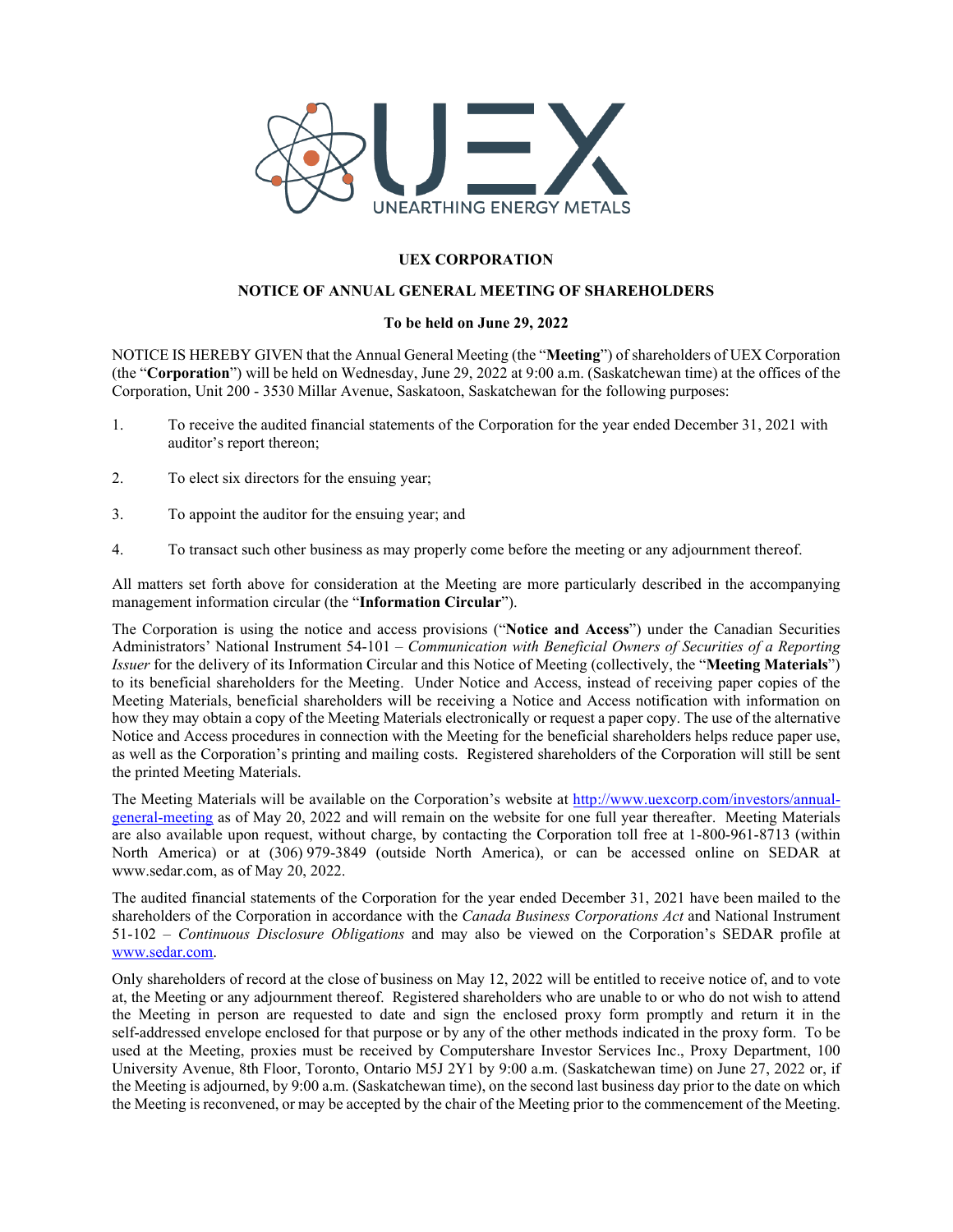# UEX CORPORATION

## NOTICE OF ANNUAL GENERAL MEETING OF SHAREHOLDERS

### To be held on June 29, 2022

NOTICE IS HEREBY GIVEN that the Annual General Meeting (the "**Meeting**") of shareholders of UEX Corporation (the "**Corporation**") will be held on Wednesday, June 29, 2022 at 9:00 a.m. (Saskatchewan time) at the offices of the Corporation, Unit 200 - 3530 Millar Avenue, Saskatoon, Saskatchewan for the following purposes:

1. To receive the audited financial statements of the Corporation for the year ended December 31, 2021 with auditor's report thereon;

2. To elect six directors for the ensuing year;

3. To appoint the auditor for the ensuing year; and

4. To transact such other business as may properly come before the meeting or any adjournment thereof.

All matters set forth above for consideration at the Meeting are more particularly described in the accompanying management information circular (the "**Information Circular**").

The Corporation is using the notice and access provisions ("**Notice and Access**") under the Canadian Securities Administrators' National Instrument 54-101 – *Communication with Beneficial Owners of Securities of a Reporting Issuer* for the delivery of its Information Circular and this Notice of Meeting (collectively, the "**Meeting Materials**") to its beneficial shareholders for the Meeting. Under Notice and Access, instead of receiving paper copies of the Meeting Materials, beneficial shareholders will be receiving a Notice and Access notification with information on how they may obtain a copy of the Meeting Materials electronically or request a paper copy. The use of the alternative Notice and Access procedures in connection with the Meeting for the beneficial shareholders helps reduce paper use, as well as the Corporation's printing and mailing costs. Registered shareholders of the Corporation will still be sent the printed Meeting Materials.

The Meeting Materials will be available on the Corporation's website at http://www.uexcorp.com/investors/annual-general-meeting as of May 20, 2022 and will remain on the website for one full year thereafter. Meeting Materials are also available upon request, without charge, by contacting the Corporation toll free at 1-800-961-8713 (within North America) or at (306) 979-3849 (outside North America), or can be accessed online on SEDAR at www.sedar.com, as of May 20, 2022.

The audited financial statements of the Corporation for the year ended December 31, 2021 have been mailed to the shareholders of the Corporation in accordance with the *Canada Business Corporations Act* and National Instrument 51-102 – *Continuous Disclosure Obligations* and may also be viewed on the Corporation's SEDAR profile at www.sedar.com.

Only shareholders of record at the close of business on May 12, 2022 will be entitled to receive notice of, and to vote at, the Meeting or any adjournment thereof. Registered shareholders who are unable to or who do not wish to attend the Meeting in person are requested to date and sign the enclosed proxy form promptly and return it in the self-addressed envelope enclosed for that purpose or by any of the other methods indicated in the proxy form. To be used at the Meeting, proxies must be received by Computershare Investor Services Inc., Proxy Department, 100 University Avenue, 8th Floor, Toronto, Ontario M5J 2Y1 by 9:00 a.m. (Saskatchewan time) on June 27, 2022 or, if the Meeting is adjourned, by 9:00 a.m. (Saskatchewan time), on the second last business day prior to the date on which the Meeting is reconvened, or may be accepted by the chair of the Meeting prior to the commencement of the Meeting.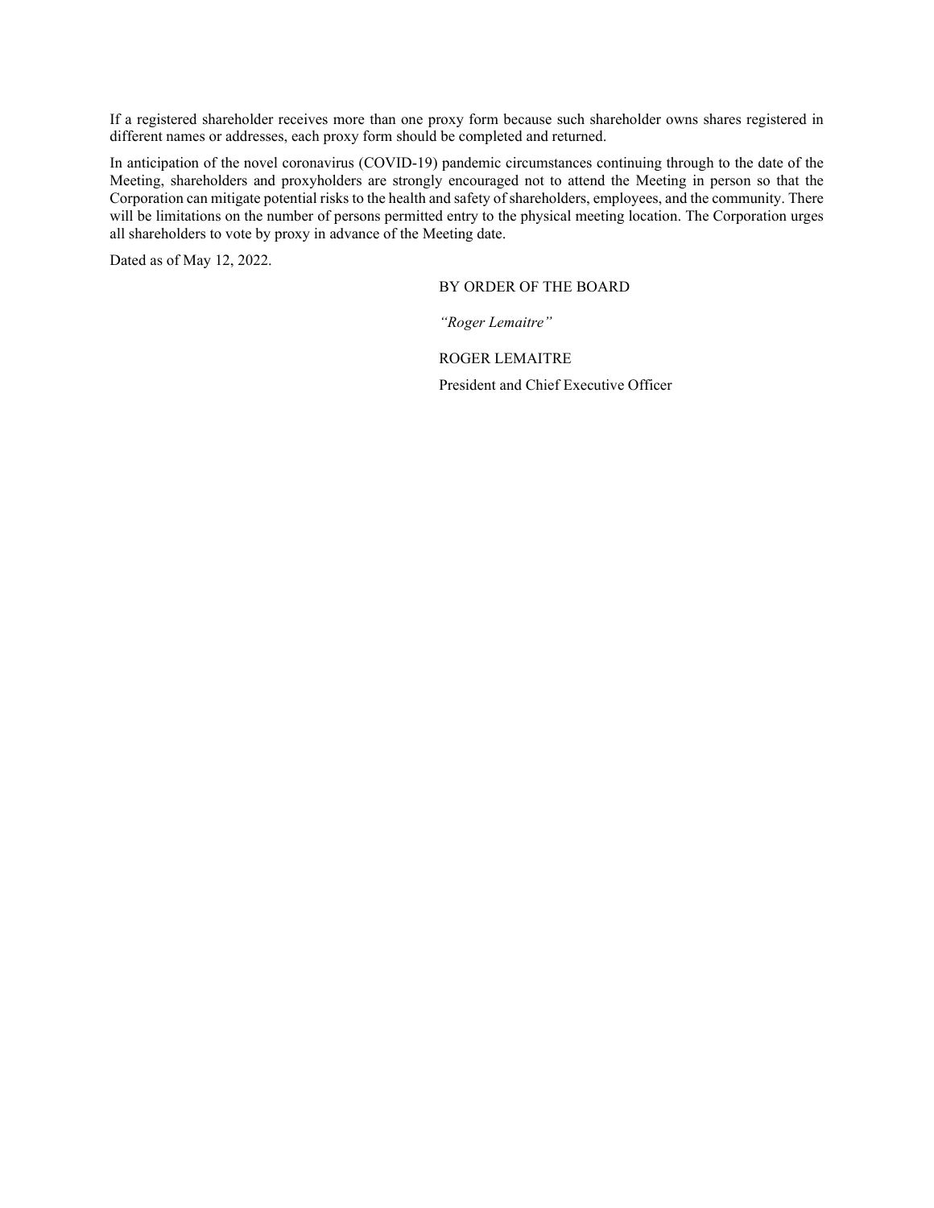If a registered shareholder receives more than one proxy form because such shareholder owns shares registered in different names or addresses, each proxy form should be completed and returned.

In anticipation of the novel coronavirus (COVID-19) pandemic circumstances continuing through to the date of the Meeting, shareholders and proxyholders are strongly encouraged not to attend the Meeting in person so that the Corporation can mitigate potential risks to the health and safety of shareholders, employees, and the community. There will be limitations on the number of persons permitted entry to the physical meeting location. The Corporation urges all shareholders to vote by proxy in advance of the Meeting date.

Dated as of May 12, 2022.

BY ORDER OF THE BOARD

*"Roger Lemaitre"*

ROGER LEMAITRE

President and Chief Executive Officer